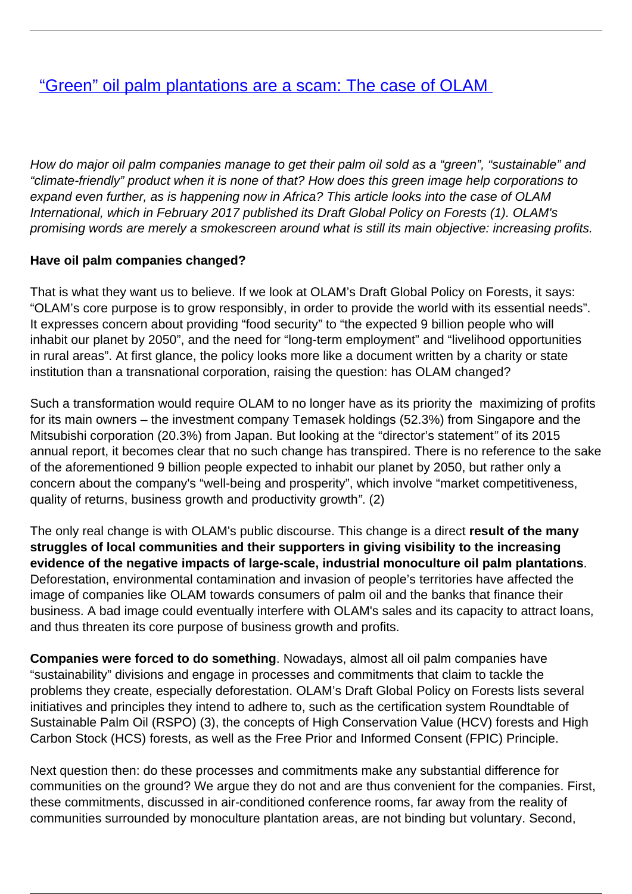# ["Green" oil palm plantations are a scam: The case of OLAM]()

*How do major oil palm companies manage to get their palm oil sold as a "green", "sustainable" and "climate-friendly" product when it is none of that? How does this green image help corporations to expand even further, as is happening now in Africa? This article looks into the case of OLAM International, which in February 2017 published its Draft Global Policy on Forests (1). OLAM's promising words are merely a smokescreen around what is still its main objective: increasing profits.*

**Have oil palm companies changed?**

That is what they want us to believe. If we look at OLAM's Draft Global Policy on Forests, it says: "OLAM's core purpose is to grow responsibly, in order to provide the world with its essential needs". It expresses concern about providing "food security" to "the expected 9 billion people who will inhabit our planet by 2050", and the need for "long-term employment" and "livelihood opportunities in rural areas". At first glance, the policy looks more like a document written by a charity or state institution than a transnational corporation, raising the question: has OLAM changed?

Such a transformation would require OLAM to no longer have as its priority the maximizing of profits for its main owners – the investment company Temasek holdings (52.3%) from Singapore and the Mitsubishi corporation (20.3%) from Japan. But looking at the "director's statement" of its 2015 annual report, it becomes clear that no such change has transpired. There is no reference to the sake of the aforementioned 9 billion people expected to inhabit our planet by 2050, but rather only a concern about the company's "well-being and prosperity", which involve "market competitiveness, quality of returns, business growth and productivity growth". (2)

The only real change is with OLAM's public discourse. This change is a direct **result of the many struggles of local communities and their supporters in giving visibility to the increasing evidence of the negative impacts of large-scale, industrial monoculture oil palm plantations**. Deforestation, environmental contamination and invasion of people's territories have affected the image of companies like OLAM towards consumers of palm oil and the banks that finance their business. A bad image could eventually interfere with OLAM's sales and its capacity to attract loans, and thus threaten its core purpose of business growth and profits.

**Companies were forced to do something**. Nowadays, almost all oil palm companies have "sustainability" divisions and engage in processes and commitments that claim to tackle the problems they create, especially deforestation. OLAM's Draft Global Policy on Forests lists several initiatives and principles they intend to adhere to, such as the certification system Roundtable of Sustainable Palm Oil (RSPO) (3), the concepts of High Conservation Value (HCV) forests and High Carbon Stock (HCS) forests, as well as the Free Prior and Informed Consent (FPIC) Principle.

Next question then: do these processes and commitments make any substantial difference for communities on the ground? We argue they do not and are thus convenient for the companies. First, these commitments, discussed in air-conditioned conference rooms, far away from the reality of communities surrounded by monoculture plantation areas, are not binding but voluntary. Second,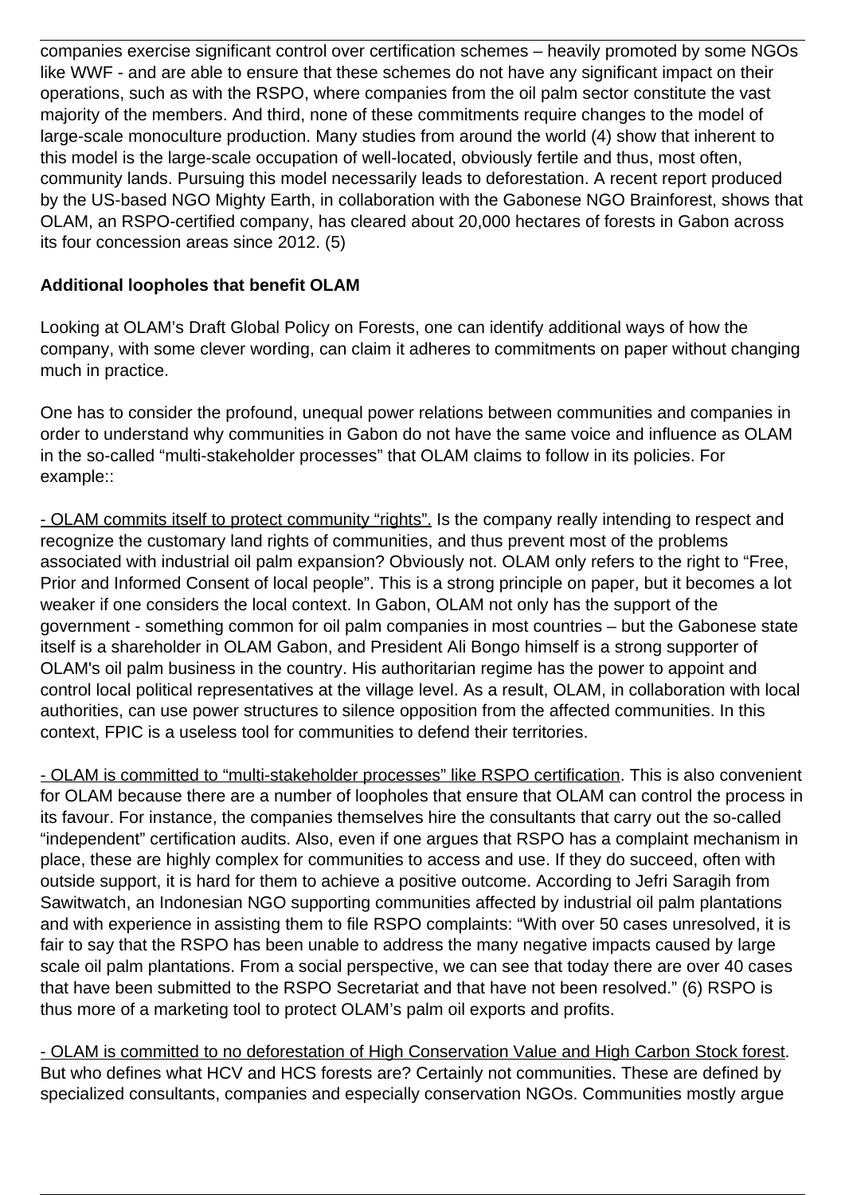companies exercise significant control over certification schemes – heavily promoted by some NGOs like WWF - and are able to ensure that these schemes do not have any significant impact on their operations, such as with the RSPO, where companies from the oil palm sector constitute the vast majority of the members. And third, none of these commitments require changes to the model of large-scale monoculture production. Many studies from around the world (4) show that inherent to this model is the large-scale occupation of well-located, obviously fertile and thus, most often, community lands. Pursuing this model necessarily leads to deforestation. A recent report produced by the US-based NGO Mighty Earth, in collaboration with the Gabonese NGO Brainforest, shows that OLAM, an RSPO-certified company, has cleared about 20,000 hectares of forests in Gabon across its four concession areas since 2012. (5)

**Additional loopholes that benefit OLAM**

Looking at OLAM's Draft Global Policy on Forests, one can identify additional ways of how the company, with some clever wording, can claim it adheres to commitments on paper without changing much in practice.

One has to consider the profound, unequal power relations between communities and companies in order to understand why communities in Gabon do not have the same voice and influence as OLAM in the so-called "multi-stakeholder processes" that OLAM claims to follow in its policies. For example::

- OLAM commits itself to protect community "rights". Is the company really intending to respect and recognize the customary land rights of communities, and thus prevent most of the problems associated with industrial oil palm expansion? Obviously not. OLAM only refers to the right to "Free, Prior and Informed Consent of local people". This is a strong principle on paper, but it becomes a lot weaker if one considers the local context. In Gabon, OLAM not only has the support of the government - something common for oil palm companies in most countries – but the Gabonese state itself is a shareholder in OLAM Gabon, and President Ali Bongo himself is a strong supporter of OLAM's oil palm business in the country. His authoritarian regime has the power to appoint and control local political representatives at the village level. As a result, OLAM, in collaboration with local authorities, can use power structures to silence opposition from the affected communities. In this context, FPIC is a useless tool for communities to defend their territories.

- OLAM is committed to "multi-stakeholder processes" like RSPO certification. This is also convenient for OLAM because there are a number of loopholes that ensure that OLAM can control the process in its favour. For instance, the companies themselves hire the consultants that carry out the so-called "independent" certification audits. Also, even if one argues that RSPO has a complaint mechanism in place, these are highly complex for communities to access and use. If they do succeed, often with outside support, it is hard for them to achieve a positive outcome. According to Jefri Saragih from Sawitwatch, an Indonesian NGO supporting communities affected by industrial oil palm plantations and with experience in assisting them to file RSPO complaints: "With over 50 cases unresolved, it is fair to say that the RSPO has been unable to address the many negative impacts caused by large scale oil palm plantations. From a social perspective, we can see that today there are over 40 cases that have been submitted to the RSPO Secretariat and that have not been resolved." (6) RSPO is thus more of a marketing tool to protect OLAM's palm oil exports and profits.

- OLAM is committed to no deforestation of High Conservation Value and High Carbon Stock forest. But who defines what HCV and HCS forests are? Certainly not communities. These are defined by specialized consultants, companies and especially conservation NGOs. Communities mostly argue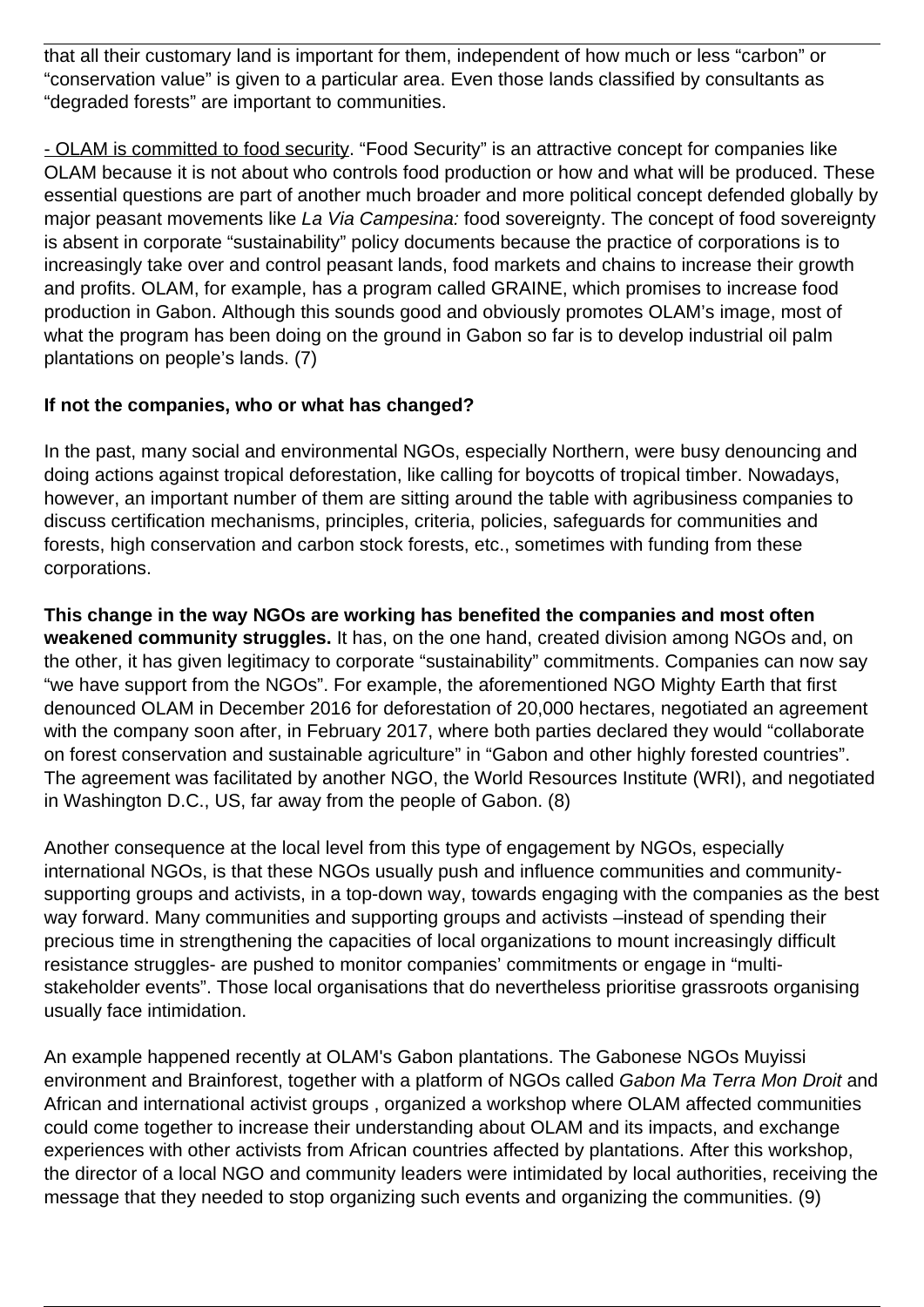that all their customary land is important for them, independent of how much or less "carbon" or "conservation value" is given to a particular area. Even those lands classified by consultants as "degraded forests" are important to communities.

<u>- OLAM is committed to food security</u>. "Food Security" is an attractive concept for companies like OLAM because it is not about who controls food production or how and what will be produced. These essential questions are part of another much broader and more political concept defended globally by major peasant movements like *La Via Campesina:* food sovereignty. The concept of food sovereignty is absent in corporate "sustainability" policy documents because the practice of corporations is to increasingly take over and control peasant lands, food markets and chains to increase their growth and profits. OLAM, for example, has a program called GRAINE, which promises to increase food production in Gabon. Although this sounds good and obviously promotes OLAM's image, most of what the program has been doing on the ground in Gabon so far is to develop industrial oil palm plantations on people's lands. (7)

**If not the companies, who or what has changed?**

In the past, many social and environmental NGOs, especially Northern, were busy denouncing and doing actions against tropical deforestation, like calling for boycotts of tropical timber. Nowadays, however, an important number of them are sitting around the table with agribusiness companies to discuss certification mechanisms, principles, criteria, policies, safeguards for communities and forests, high conservation and carbon stock forests, etc., sometimes with funding from these corporations.

**This change in the way NGOs are working has benefited the companies and most often weakened community struggles.** It has, on the one hand, created division among NGOs and, on the other, it has given legitimacy to corporate "sustainability" commitments. Companies can now say "we have support from the NGOs". For example, the aforementioned NGO Mighty Earth that first denounced OLAM in December 2016 for deforestation of 20,000 hectares, negotiated an agreement with the company soon after, in February 2017, where both parties declared they would "collaborate on forest conservation and sustainable agriculture" in "Gabon and other highly forested countries". The agreement was facilitated by another NGO, the World Resources Institute (WRI), and negotiated in Washington D.C., US, far away from the people of Gabon. (8)

Another consequence at the local level from this type of engagement by NGOs, especially international NGOs, is that these NGOs usually push and influence communities and community-supporting groups and activists, in a top-down way, towards engaging with the companies as the best way forward. Many communities and supporting groups and activists –instead of spending their precious time in strengthening the capacities of local organizations to mount increasingly difficult resistance struggles- are pushed to monitor companies' commitments or engage in "multi-stakeholder events". Those local organisations that do nevertheless prioritise grassroots organising usually face intimidation.

An example happened recently at OLAM's Gabon plantations. The Gabonese NGOs Muyissi environment and Brainforest, together with a platform of NGOs called *Gabon Ma Terra Mon Droit* and African and international activist groups , organized a workshop where OLAM affected communities could come together to increase their understanding about OLAM and its impacts, and exchange experiences with other activists from African countries affected by plantations. After this workshop, the director of a local NGO and community leaders were intimidated by local authorities, receiving the message that they needed to stop organizing such events and organizing the communities. (9)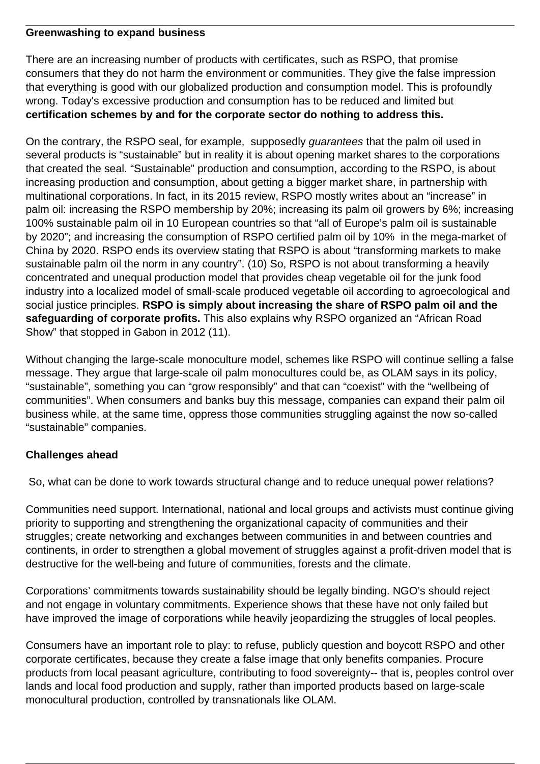**Greenwashing to expand business**

There are an increasing number of products with certificates, such as RSPO, that promise consumers that they do not harm the environment or communities. They give the false impression that everything is good with our globalized production and consumption model. This is profoundly wrong. Today's excessive production and consumption has to be reduced and limited but **certification schemes by and for the corporate sector do nothing to address this.**

On the contrary, the RSPO seal, for example, supposedly *guarantees* that the palm oil used in several products is "sustainable" but in reality it is about opening market shares to the corporations that created the seal. "Sustainable" production and consumption, according to the RSPO, is about increasing production and consumption, about getting a bigger market share, in partnership with multinational corporations. In fact, in its 2015 review, RSPO mostly writes about an "increase" in palm oil: increasing the RSPO membership by 20%; increasing its palm oil growers by 6%; increasing 100% sustainable palm oil in 10 European countries so that "all of Europe's palm oil is sustainable by 2020"; and increasing the consumption of RSPO certified palm oil by 10% in the mega-market of China by 2020. RSPO ends its overview stating that RSPO is about "transforming markets to make sustainable palm oil the norm in any country". (10) So, RSPO is not about transforming a heavily concentrated and unequal production model that provides cheap vegetable oil for the junk food industry into a localized model of small-scale produced vegetable oil according to agroecological and social justice principles. **RSPO is simply about increasing the share of RSPO palm oil and the safeguarding of corporate profits.** This also explains why RSPO organized an "African Road Show" that stopped in Gabon in 2012 (11).

Without changing the large-scale monoculture model, schemes like RSPO will continue selling a false message. They argue that large-scale oil palm monocultures could be, as OLAM says in its policy, "sustainable", something you can "grow responsibly" and that can "coexist" with the "wellbeing of communities". When consumers and banks buy this message, companies can expand their palm oil business while, at the same time, oppress those communities struggling against the now so-called "sustainable" companies.

**Challenges ahead**

So, what can be done to work towards structural change and to reduce unequal power relations?

Communities need support. International, national and local groups and activists must continue giving priority to supporting and strengthening the organizational capacity of communities and their struggles; create networking and exchanges between communities in and between countries and continents, in order to strengthen a global movement of struggles against a profit-driven model that is destructive for the well-being and future of communities, forests and the climate.

Corporations' commitments towards sustainability should be legally binding. NGO's should reject and not engage in voluntary commitments. Experience shows that these have not only failed but have improved the image of corporations while heavily jeopardizing the struggles of local peoples.

Consumers have an important role to play: to refuse, publicly question and boycott RSPO and other corporate certificates, because they create a false image that only benefits companies. Procure products from local peasant agriculture, contributing to food sovereignty-- that is, peoples control over lands and local food production and supply, rather than imported products based on large-scale monocultural production, controlled by transnationals like OLAM.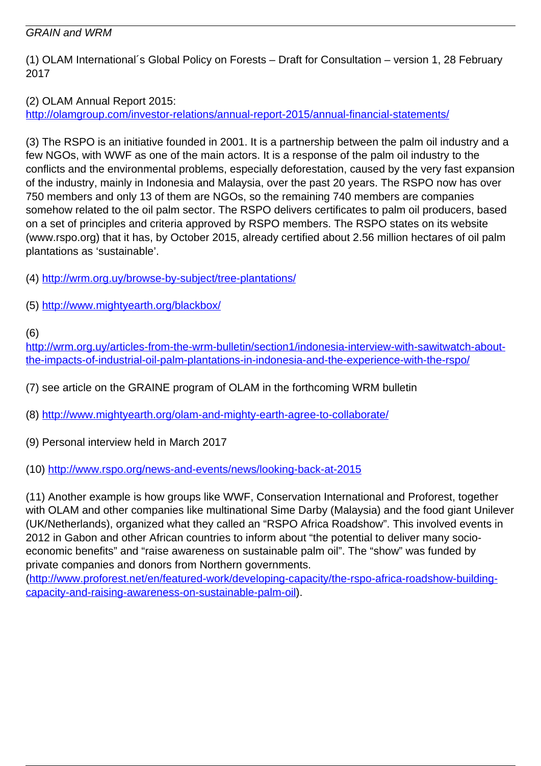*GRAIN and WRM*

(1) OLAM International´s Global Policy on Forests – Draft for Consultation – version 1, 28 February 2017

(2) OLAM Annual Report 2015: http://olamgroup.com/investor-relations/annual-report-2015/annual-financial-statements/

(3) The RSPO is an initiative founded in 2001. It is a partnership between the palm oil industry and a few NGOs, with WWF as one of the main actors. It is a response of the palm oil industry to the conflicts and the environmental problems, especially deforestation, caused by the very fast expansion of the industry, mainly in Indonesia and Malaysia, over the past 20 years. The RSPO now has over 750 members and only 13 of them are NGOs, so the remaining 740 members are companies somehow related to the oil palm sector. The RSPO delivers certificates to palm oil producers, based on a set of principles and criteria approved by RSPO members. The RSPO states on its website (www.rspo.org) that it has, by October 2015, already certified about 2.56 million hectares of oil palm plantations as 'sustainable'.

(4) http://wrm.org.uy/browse-by-subject/tree-plantations/

(5) http://www.mightyearth.org/blackbox/

(6) http://wrm.org.uy/articles-from-the-wrm-bulletin/section1/indonesia-interview-with-sawitwatch-about-the-impacts-of-industrial-oil-palm-plantations-in-indonesia-and-the-experience-with-the-rspo/

(7) see article on the GRAINE program of OLAM in the forthcoming WRM bulletin

(8) http://www.mightyearth.org/olam-and-mighty-earth-agree-to-collaborate/

(9) Personal interview held in March 2017

(10) http://www.rspo.org/news-and-events/news/looking-back-at-2015

(11) Another example is how groups like WWF, Conservation International and Proforest, together with OLAM and other companies like multinational Sime Darby (Malaysia) and the food giant Unilever (UK/Netherlands), organized what they called an "RSPO Africa Roadshow". This involved events in 2012 in Gabon and other African countries to inform about "the potential to deliver many socio-economic benefits" and "raise awareness on sustainable palm oil". The "show" was funded by private companies and donors from Northern governments. (http://www.proforest.net/en/featured-work/developing-capacity/the-rspo-africa-roadshow-building-capacity-and-raising-awareness-on-sustainable-palm-oil).